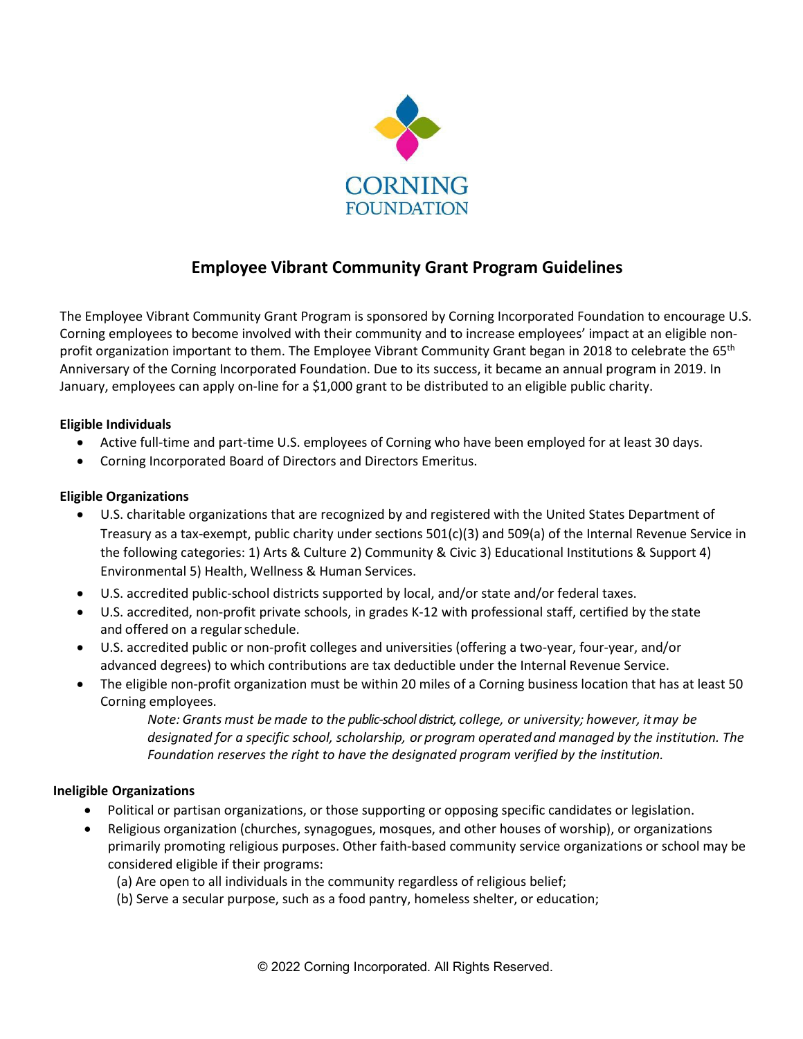CORNING
FOUNDATION

# Employee Vibrant Community Grant Program Guidelines

The Employee Vibrant Community Grant Program is sponsored by Corning Incorporated Foundation to encourage U.S. Corning employees to become involved with their community and to increase employees' impact at an eligible non-profit organization important to them. The Employee Vibrant Community Grant began in 2018 to celebrate the 65th Anniversary of the Corning Incorporated Foundation. Due to its success, it became an annual program in 2019. In January, employees can apply on-line for a $1,000 grant to be distributed to an eligible public charity.

**Eligible Individuals**

- Active full-time and part-time U.S. employees of Corning who have been employed for at least 30 days.
- Corning Incorporated Board of Directors and Directors Emeritus.

**Eligible Organizations**

- U.S. charitable organizations that are recognized by and registered with the United States Department of Treasury as a tax-exempt, public charity under sections 501(c)(3) and 509(a) of the Internal Revenue Service in the following categories: 1) Arts & Culture 2) Community & Civic 3) Educational Institutions & Support 4) Environmental 5) Health, Wellness & Human Services.
- U.S. accredited public-school districts supported by local, and/or state and/or federal taxes.
- U.S. accredited, non-profit private schools, in grades K-12 with professional staff, certified by the state and offered on a regular schedule.
- U.S. accredited public or non-profit colleges and universities (offering a two-year, four-year, and/or advanced degrees) to which contributions are tax deductible under the Internal Revenue Service.
- The eligible non-profit organization must be within 20 miles of a Corning business location that has at least 50 Corning employees.

  *Note: Grants must be made to the public-school district, college, or university; however, it may be designated for a specific school, scholarship, or program operated and managed by the institution. The Foundation reserves the right to have the designated program verified by the institution.*

**Ineligible Organizations**

- Political or partisan organizations, or those supporting or opposing specific candidates or legislation.
- Religious organization (churches, synagogues, mosques, and other houses of worship), or organizations primarily promoting religious purposes. Other faith-based community service organizations or school may be considered eligible if their programs:
  - (a) Are open to all individuals in the community regardless of religious belief;
  - (b) Serve a secular purpose, such as a food pantry, homeless shelter, or education;

© 2022 Corning Incorporated. All Rights Reserved.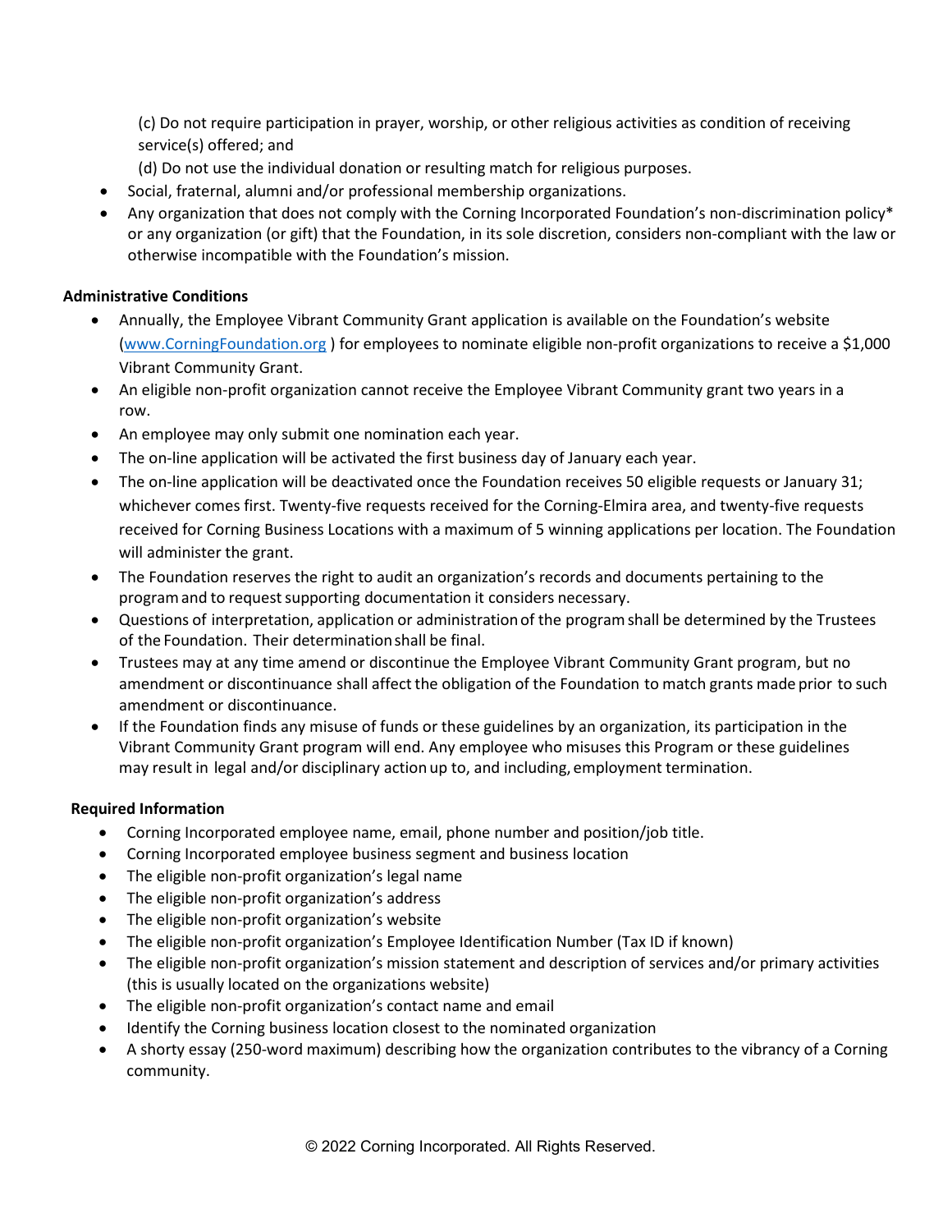(c) Do not require participation in prayer, worship, or other religious activities as condition of receiving service(s) offered; and

(d) Do not use the individual donation or resulting match for religious purposes.

- Social, fraternal, alumni and/or professional membership organizations.
- Any organization that does not comply with the Corning Incorporated Foundation's non-discrimination policy* or any organization (or gift) that the Foundation, in its sole discretion, considers non-compliant with the law or otherwise incompatible with the Foundation's mission.

**Administrative Conditions**

- Annually, the Employee Vibrant Community Grant application is available on the Foundation's website ([www.CorningFoundation.org](http://www.CorningFoundation.org) ) for employees to nominate eligible non-profit organizations to receive a $1,000 Vibrant Community Grant.
- An eligible non-profit organization cannot receive the Employee Vibrant Community grant two years in a row.
- An employee may only submit one nomination each year.
- The on-line application will be activated the first business day of January each year.
- The on-line application will be deactivated once the Foundation receives 50 eligible requests or January 31; whichever comes first. Twenty-five requests received for the Corning-Elmira area, and twenty-five requests received for Corning Business Locations with a maximum of 5 winning applications per location. The Foundation will administer the grant.
- The Foundation reserves the right to audit an organization's records and documents pertaining to the program and to request supporting documentation it considers necessary.
- Questions of interpretation, application or administration of the program shall be determined by the Trustees of the Foundation. Their determination shall be final.
- Trustees may at any time amend or discontinue the Employee Vibrant Community Grant program, but no amendment or discontinuance shall affect the obligation of the Foundation to match grants made prior to such amendment or discontinuance.
- If the Foundation finds any misuse of funds or these guidelines by an organization, its participation in the Vibrant Community Grant program will end. Any employee who misuses this Program or these guidelines may result in legal and/or disciplinary action up to, and including, employment termination.

**Required Information**

- Corning Incorporated employee name, email, phone number and position/job title.
- Corning Incorporated employee business segment and business location
- The eligible non-profit organization's legal name
- The eligible non-profit organization's address
- The eligible non-profit organization's website
- The eligible non-profit organization's Employee Identification Number (Tax ID if known)
- The eligible non-profit organization's mission statement and description of services and/or primary activities (this is usually located on the organizations website)
- The eligible non-profit organization's contact name and email
- Identify the Corning business location closest to the nominated organization
- A shorty essay (250-word maximum) describing how the organization contributes to the vibrancy of a Corning community.

© 2022 Corning Incorporated. All Rights Reserved.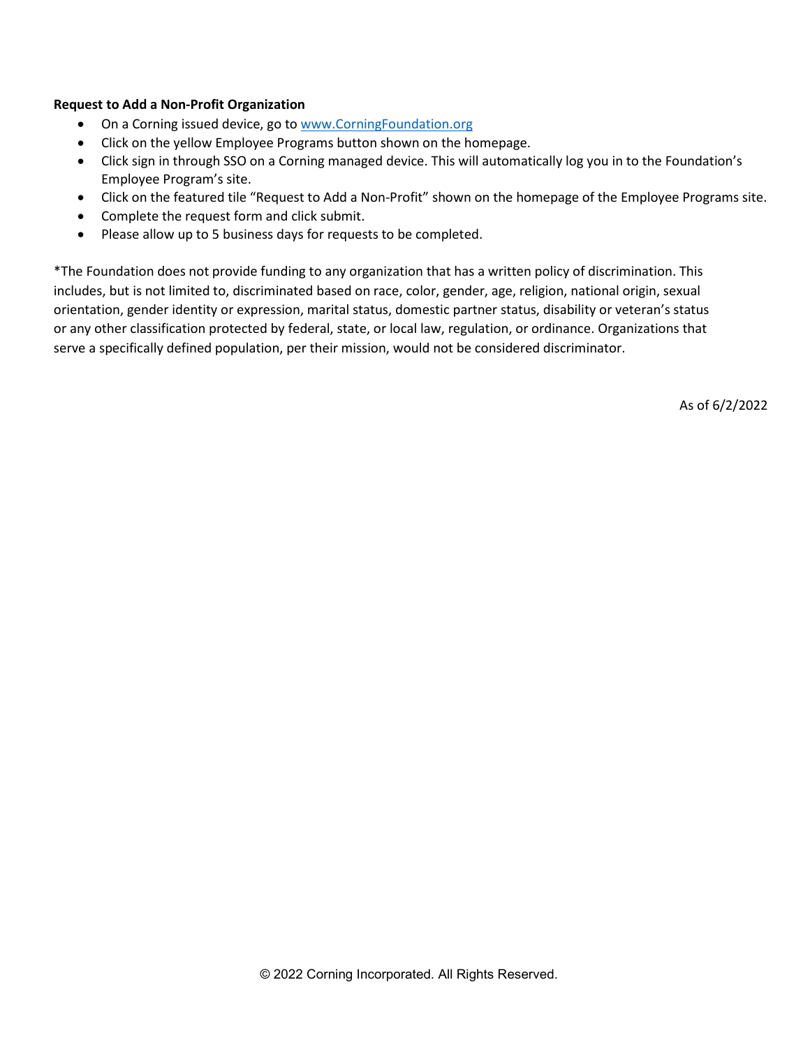**Request to Add a Non-Profit Organization**

- On a Corning issued device, go to [www.CorningFoundation.org](http://www.CorningFoundation.org)
- Click on the yellow Employee Programs button shown on the homepage.
- Click sign in through SSO on a Corning managed device. This will automatically log you in to the Foundation's Employee Program's site.
- Click on the featured tile "Request to Add a Non-Profit" shown on the homepage of the Employee Programs site.
- Complete the request form and click submit.
- Please allow up to 5 business days for requests to be completed.

*The Foundation does not provide funding to any organization that has a written policy of discrimination. This includes, but is not limited to, discriminated based on race, color, gender, age, religion, national origin, sexual orientation, gender identity or expression, marital status, domestic partner status, disability or veteran's status or any other classification protected by federal, state, or local law, regulation, or ordinance. Organizations that serve a specifically defined population, per their mission, would not be considered discriminator.

As of 6/2/2022

© 2022 Corning Incorporated. All Rights Reserved.